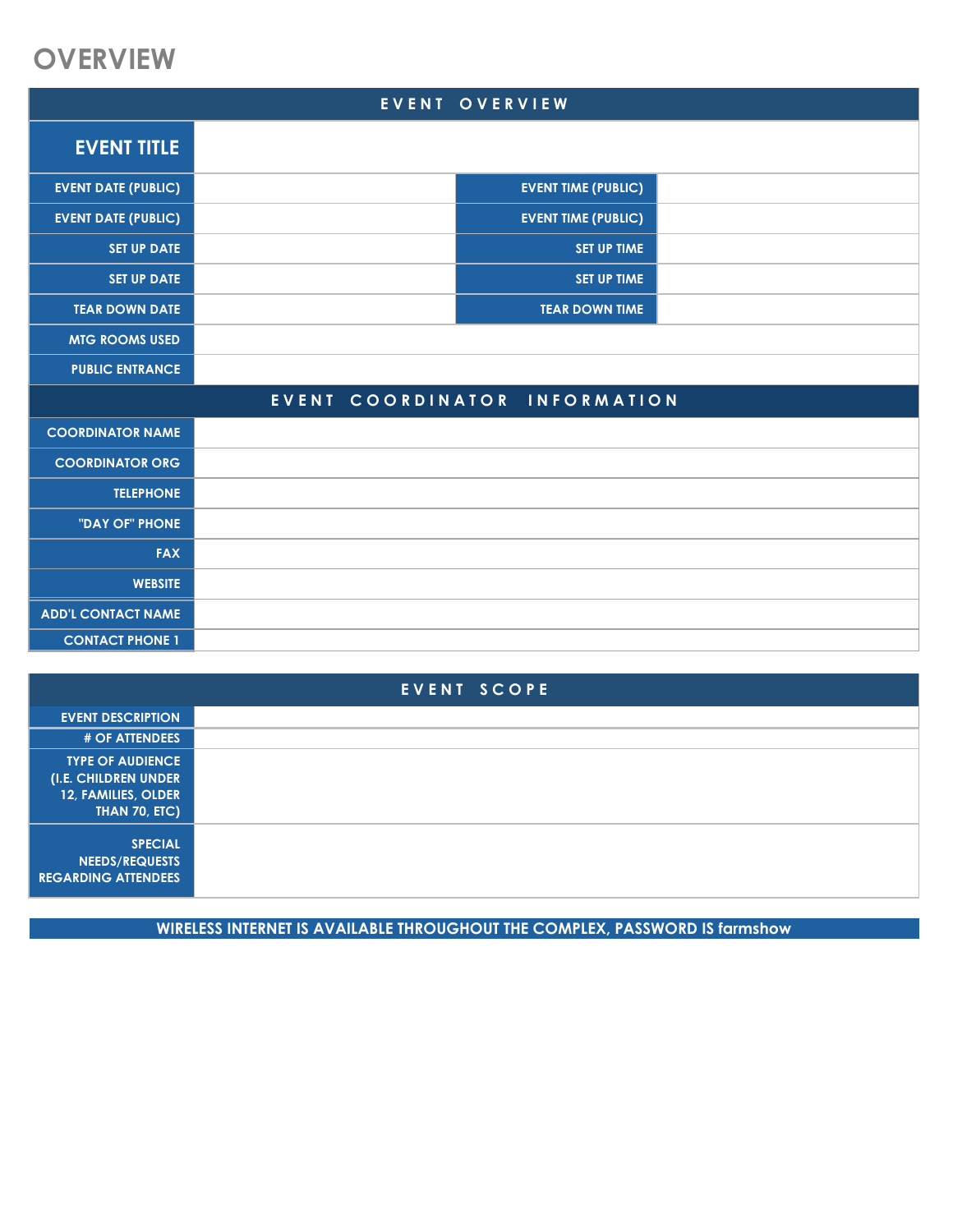# OVERVIEW

| EVENT OVERVIEW | | | |
|---|---|---|---|
| **EVENT TITLE** | | | |
| EVENT DATE (PUBLIC) | | EVENT TIME (PUBLIC) | |
| EVENT DATE (PUBLIC) | | EVENT TIME (PUBLIC) | |
| SET UP DATE | | SET UP TIME | |
| SET UP DATE | | SET UP TIME | |
| TEAR DOWN DATE | | TEAR DOWN TIME | |
| MTG ROOMS USED | | | |
| PUBLIC ENTRANCE | | | |

| EVENT COORDINATOR INFORMATION | |
|---|---|
| COORDINATOR NAME | |
| COORDINATOR ORG | |
| TELEPHONE | |
| "DAY OF" PHONE | |
| FAX | |
| WEBSITE | |
| ADD'L CONTACT NAME | |
| CONTACT PHONE 1 | |

| EVENT SCOPE | |
|---|---|
| EVENT DESCRIPTION | |
| # OF ATTENDEES | |
| TYPE OF AUDIENCE (I.E. CHILDREN UNDER 12, FAMILIES, OLDER THAN 70, ETC) | |
| SPECIAL NEEDS/REQUESTS REGARDING ATTENDEES | |

**WIRELESS INTERNET IS AVAILABLE THROUGHOUT THE COMPLEX, PASSWORD IS farmshow**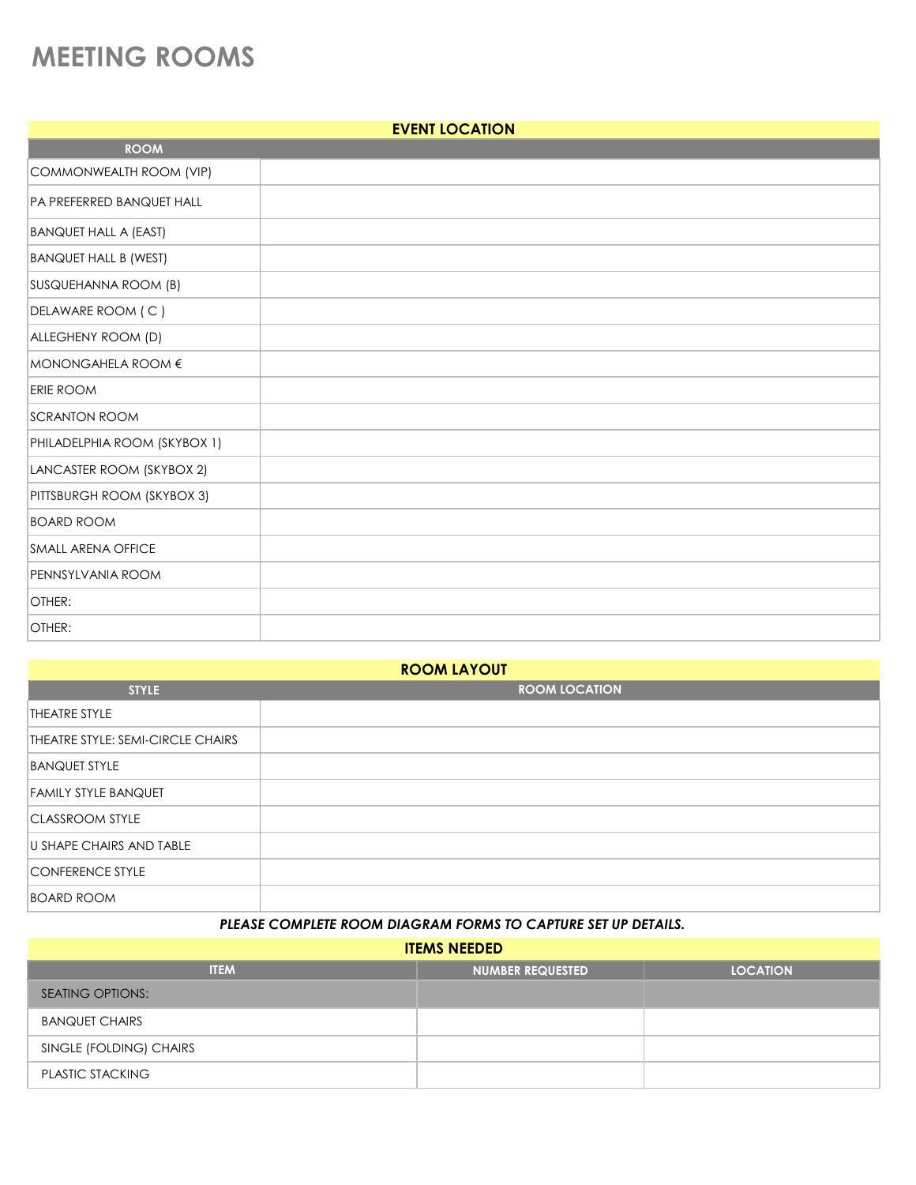# MEETING ROOMS

| EVENT LOCATION | |
|---|---|
| ROOM | |
| COMMONWEALTH ROOM (VIP) | |
| PA PREFERRED BANQUET HALL | |
| BANQUET HALL A (EAST) | |
| BANQUET HALL B (WEST) | |
| SUSQUEHANNA ROOM (B) | |
| DELAWARE ROOM ( C ) | |
| ALLEGHENY ROOM (D) | |
| MONONGAHELA ROOM € | |
| ERIE ROOM | |
| SCRANTON ROOM | |
| PHILADELPHIA ROOM (SKYBOX 1) | |
| LANCASTER ROOM (SKYBOX 2) | |
| PITTSBURGH ROOM (SKYBOX 3) | |
| BOARD ROOM | |
| SMALL ARENA OFFICE | |
| PENNSYLVANIA ROOM | |
| OTHER: | |
| OTHER: | |

| ROOM LAYOUT | |
|---|---|
| STYLE | ROOM LOCATION |
| THEATRE STYLE | |
| THEATRE STYLE: SEMI-CIRCLE CHAIRS | |
| BANQUET STYLE | |
| FAMILY STYLE BANQUET | |
| CLASSROOM STYLE | |
| U SHAPE CHAIRS AND TABLE | |
| CONFERENCE STYLE | |
| BOARD ROOM | |

***PLEASE COMPLETE ROOM DIAGRAM FORMS TO CAPTURE SET UP DETAILS.***

| ITEMS NEEDED | | |
|---|---|---|
| ITEM | NUMBER REQUESTED | LOCATION |
| SEATING OPTIONS: | | |
| BANQUET CHAIRS | | |
| SINGLE (FOLDING) CHAIRS | | |
| PLASTIC STACKING | | |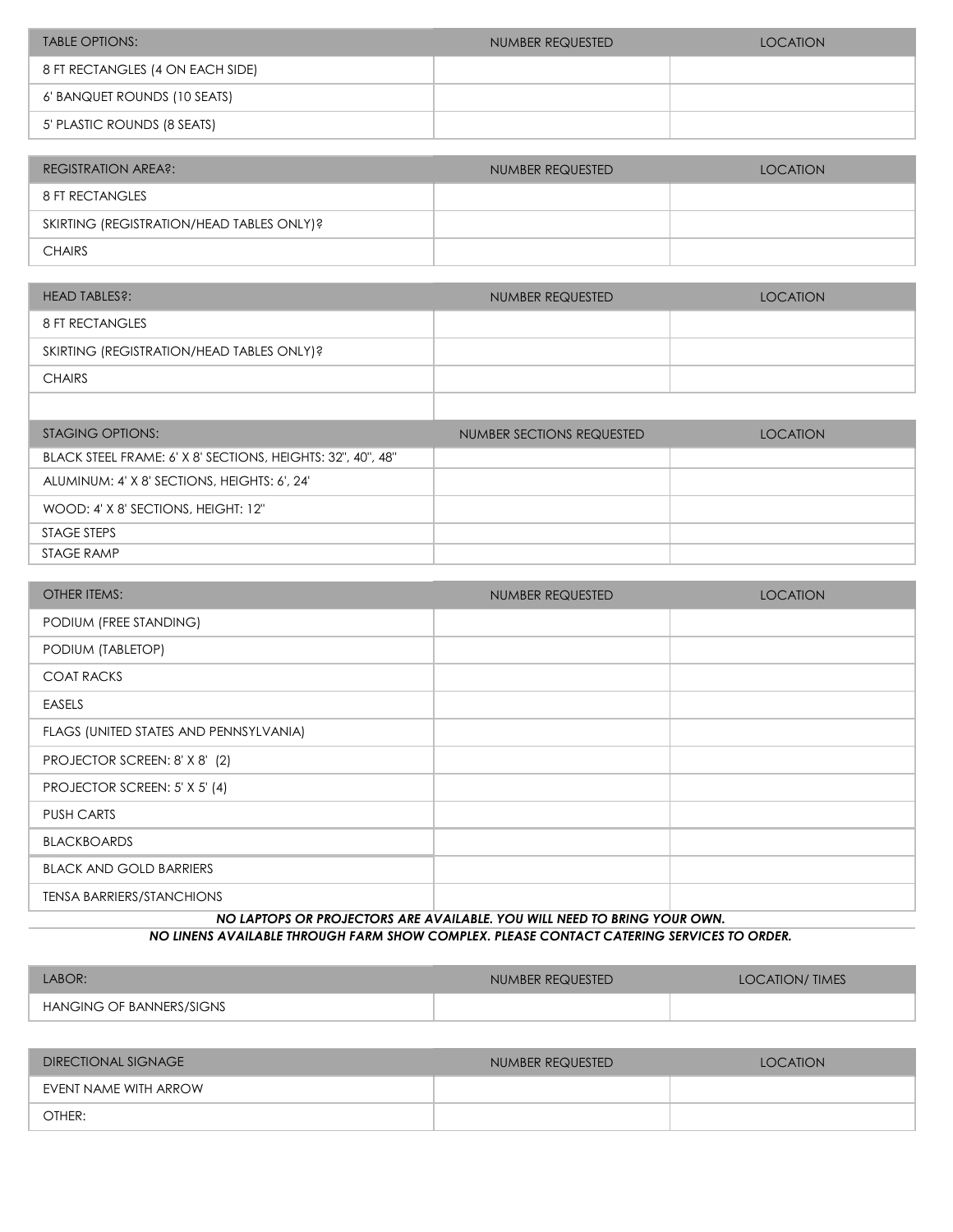| TABLE OPTIONS: | NUMBER REQUESTED | LOCATION |
| --- | --- | --- |
| 8 FT RECTANGLES (4 ON EACH SIDE) | | |
| 6' BANQUET ROUNDS (10 SEATS) | | |
| 5' PLASTIC ROUNDS (8 SEATS) | | |

| REGISTRATION AREA?: | NUMBER REQUESTED | LOCATION |
| --- | --- | --- |
| 8 FT RECTANGLES | | |
| SKIRTING (REGISTRATION/HEAD TABLES ONLY)? | | |
| CHAIRS | | |

| HEAD TABLES?: | NUMBER REQUESTED | LOCATION |
| --- | --- | --- |
| 8 FT RECTANGLES | | |
| SKIRTING (REGISTRATION/HEAD TABLES ONLY)? | | |
| CHAIRS | | |
| | | |

| STAGING OPTIONS: | NUMBER SECTIONS REQUESTED | LOCATION |
| --- | --- | --- |
| BLACK STEEL FRAME: 6' X 8' SECTIONS, HEIGHTS: 32", 40", 48" | | |
| ALUMINUM: 4' X 8' SECTIONS, HEIGHTS: 6', 24' | | |
| WOOD: 4' X 8' SECTIONS, HEIGHT: 12" | | |
| STAGE STEPS | | |
| STAGE RAMP | | |

| OTHER ITEMS: | NUMBER REQUESTED | LOCATION |
| --- | --- | --- |
| PODIUM (FREE STANDING) | | |
| PODIUM (TABLETOP) | | |
| COAT RACKS | | |
| EASELS | | |
| FLAGS (UNITED STATES AND PENNSYLVANIA) | | |
| PROJECTOR SCREEN: 8' X 8' (2) | | |
| PROJECTOR SCREEN: 5' X 5' (4) | | |
| PUSH CARTS | | |
| BLACKBOARDS | | |
| BLACK AND GOLD BARRIERS | | |
| TENSA BARRIERS/STANCHIONS | | |

***NO LAPTOPS OR PROJECTORS ARE AVAILABLE. YOU WILL NEED TO BRING YOUR OWN.***

***NO LINENS AVAILABLE THROUGH FARM SHOW COMPLEX. PLEASE CONTACT CATERING SERVICES TO ORDER.***

| LABOR: | NUMBER REQUESTED | LOCATION/ TIMES |
| --- | --- | --- |
| HANGING OF BANNERS/SIGNS | | |

| DIRECTIONAL SIGNAGE | NUMBER REQUESTED | LOCATION |
| --- | --- | --- |
| EVENT NAME WITH ARROW | | |
| OTHER: | | |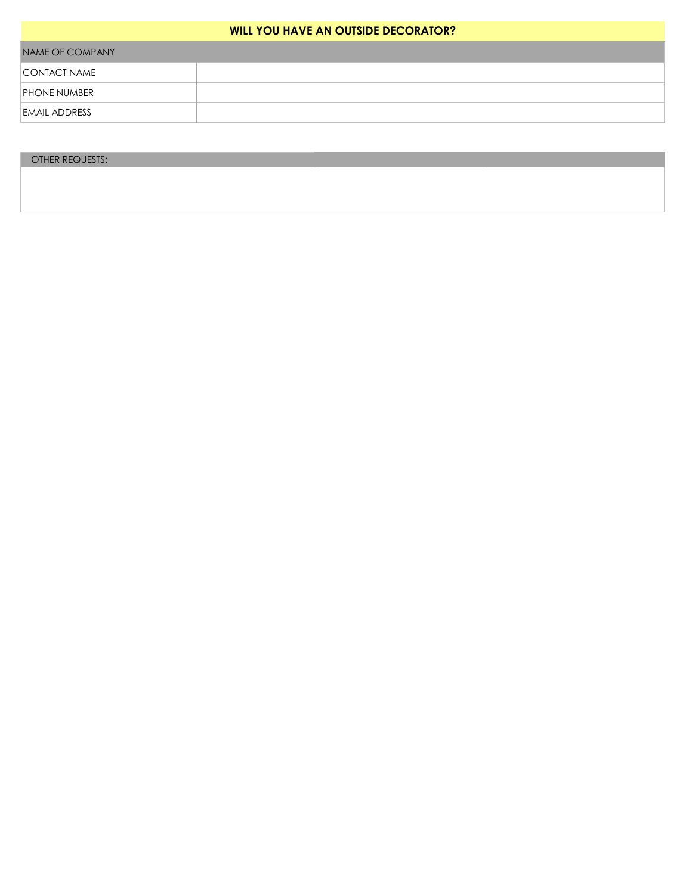## WILL YOU HAVE AN OUTSIDE DECORATOR?

| NAME OF COMPANY | |
| --- | --- |
| CONTACT NAME | |
| PHONE NUMBER | |
| EMAIL ADDRESS | |

| OTHER REQUESTS: |
| --- |
| |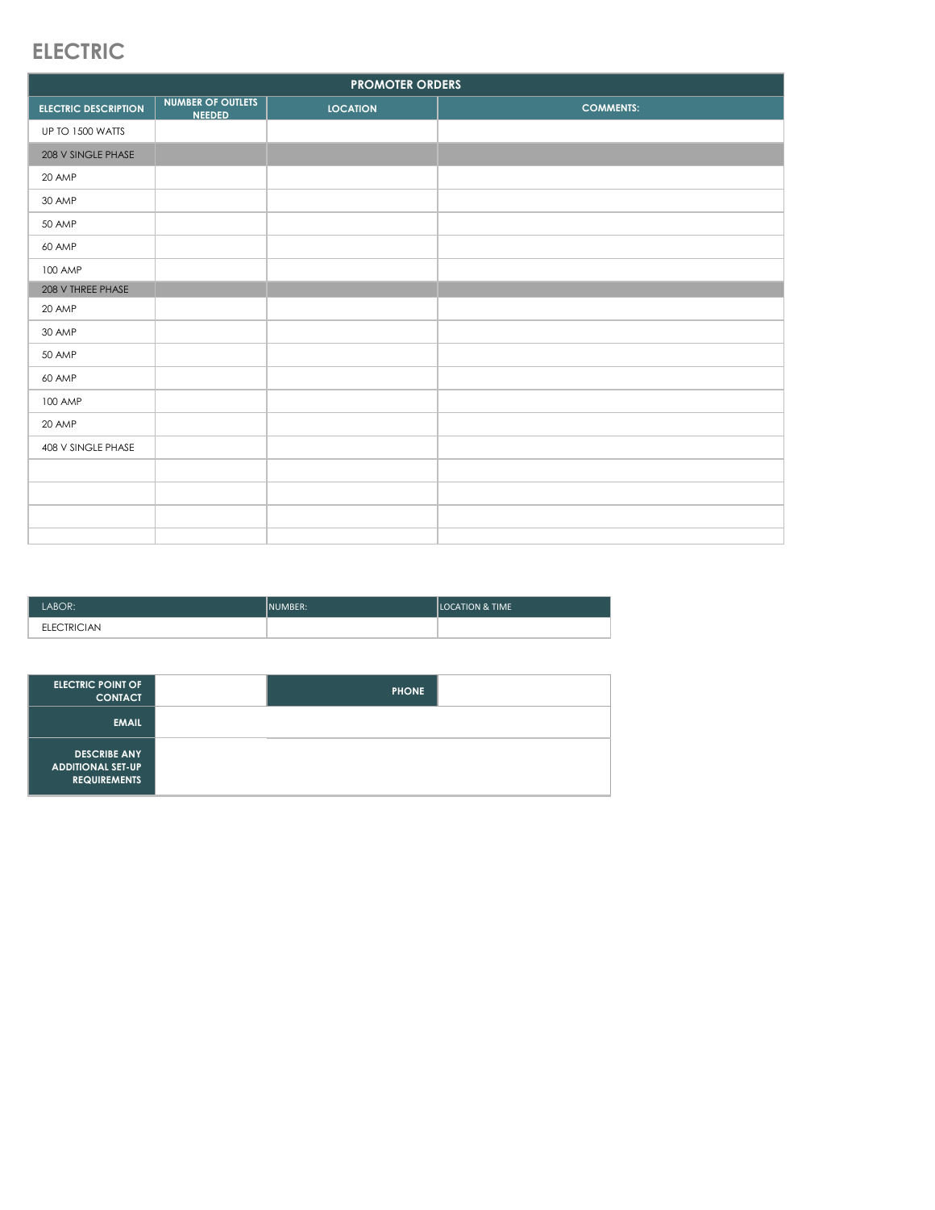# ELECTRIC

| PROMOTER ORDERS | | | |
|---|---|---|---|
| ELECTRIC DESCRIPTION | NUMBER OF OUTLETS NEEDED | LOCATION | COMMENTS: |
| UP TO 1500 WATTS | | | |
| 208 V SINGLE PHASE | | | |
| 20 AMP | | | |
| 30 AMP | | | |
| 50 AMP | | | |
| 60 AMP | | | |
| 100 AMP | | | |
| 208 V THREE PHASE | | | |
| 20 AMP | | | |
| 30 AMP | | | |
| 50 AMP | | | |
| 60 AMP | | | |
| 100 AMP | | | |
| 20 AMP | | | |
| 408 V SINGLE PHASE | | | |
| | | | |
| | | | |
| | | | |
| | | | |

| LABOR: | NUMBER: | LOCATION & TIME |
|---|---|---|
| ELECTRICIAN | | |

| ELECTRIC POINT OF CONTACT | | PHONE | |
|---|---|---|---|
| EMAIL | | | |
| DESCRIBE ANY ADDITIONAL SET-UP REQUIREMENTS | | | |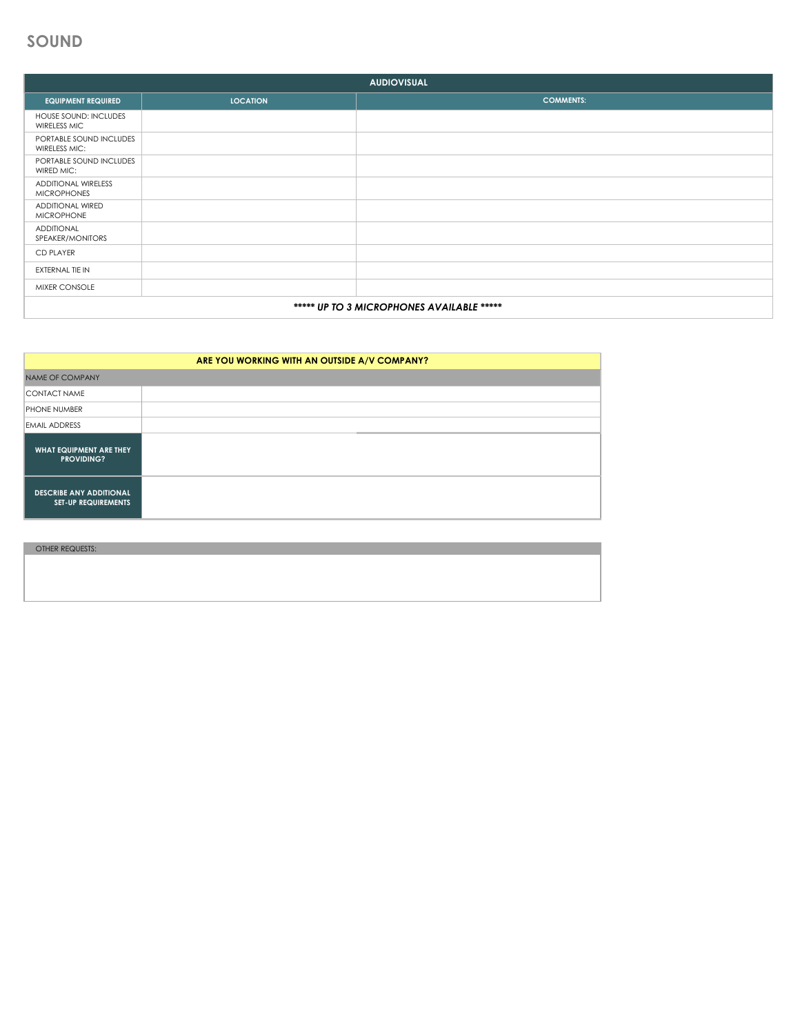# SOUND

| AUDIOVISUAL | | |
|---|---|---|
| **EQUIPMENT REQUIRED** | **LOCATION** | **COMMENTS:** |
| HOUSE SOUND: INCLUDES WIRELESS MIC | | |
| PORTABLE SOUND INCLUDES WIRELESS MIC: | | |
| PORTABLE SOUND INCLUDES WIRED MIC: | | |
| ADDITIONAL WIRELESS MICROPHONES | | |
| ADDITIONAL WIRED MICROPHONE | | |
| ADDITIONAL SPEAKER/MONITORS | | |
| CD PLAYER | | |
| EXTERNAL TIE IN | | |
| MIXER CONSOLE | | |
| ***\*\*\*\*\* UP TO 3 MICROPHONES AVAILABLE \*\*\*\*\**** | | |

| ARE YOU WORKING WITH AN OUTSIDE A/V COMPANY? | |
|---|---|
| NAME OF COMPANY | |
| CONTACT NAME | |
| PHONE NUMBER | |
| EMAIL ADDRESS | |
| **WHAT EQUIPMENT ARE THEY PROVIDING?** | |
| **DESCRIBE ANY ADDITIONAL SET-UP REQUIREMENTS** | |

| OTHER REQUESTS: |
|---|
| |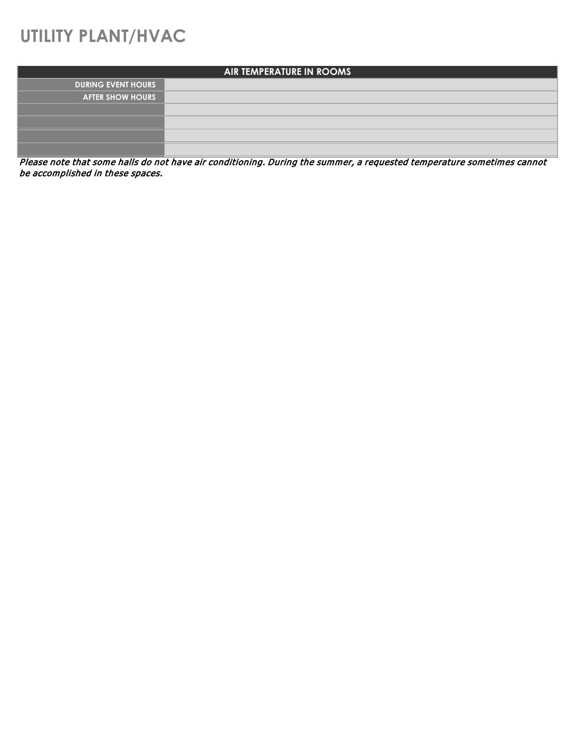# UTILITY PLANT/HVAC

| AIR TEMPERATURE IN ROOMS | |
|---|---|
| DURING EVENT HOURS | |
| AFTER SHOW HOURS | |
| | |
| | |
| | |
| | |

*Please note that some halls do not have air conditioning. During the summer, a requested temperature sometimes cannot be accomplished in these spaces.*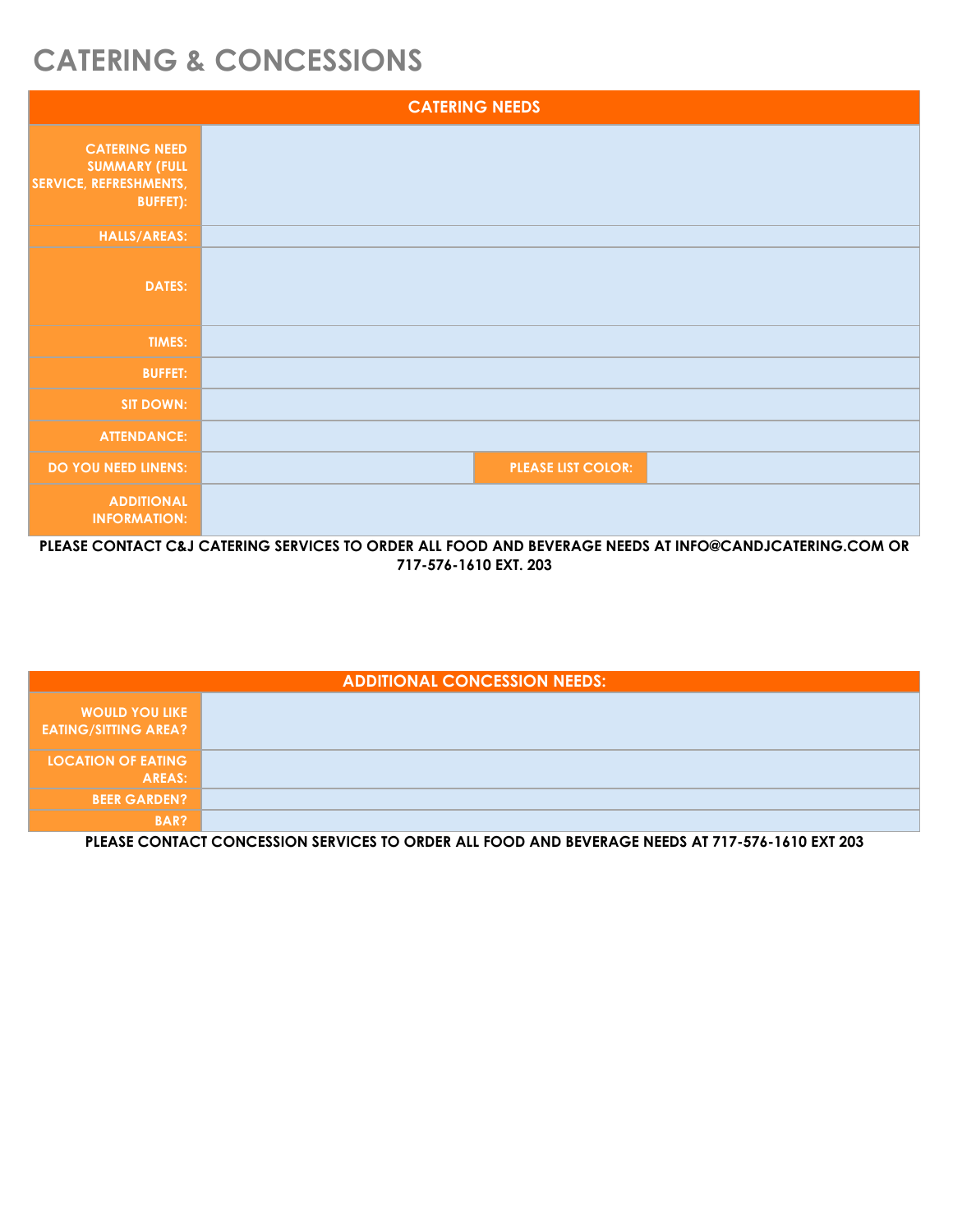# CATERING & CONCESSIONS

| CATERING NEEDS | | | |
|---|---|---|---|
| CATERING NEED SUMMARY (FULL SERVICE, REFRESHMENTS, BUFFET): | | | |
| HALLS/AREAS: | | | |
| DATES: | | | |
| TIMES: | | | |
| BUFFET: | | | |
| SIT DOWN: | | | |
| ATTENDANCE: | | | |
| DO YOU NEED LINENS: | | PLEASE LIST COLOR: | |
| ADDITIONAL INFORMATION: | | | |

**PLEASE CONTACT C&J CATERING SERVICES TO ORDER ALL FOOD AND BEVERAGE NEEDS AT INFO@CANDJCATERING.COM OR 717-576-1610 EXT. 203**

| ADDITIONAL CONCESSION NEEDS: | |
|---|---|
| WOULD YOU LIKE EATING/SITTING AREA? | |
| LOCATION OF EATING AREAS: | |
| BEER GARDEN? | |
| BAR? | |

**PLEASE CONTACT CONCESSION SERVICES TO ORDER ALL FOOD AND BEVERAGE NEEDS AT 717-576-1610 EXT 203**